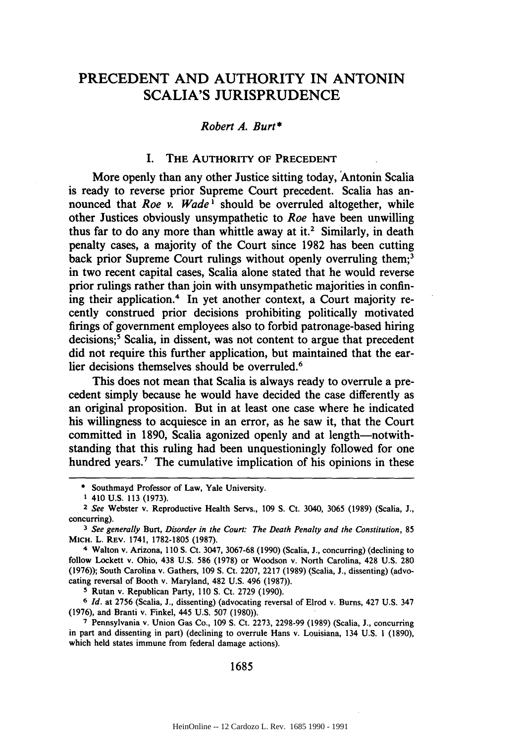# PRECEDENT AND AUTHORITY IN ANTONIN SCALIA'S JURISPRUDENCE

*Robert A. Burt\**

## I. THE AUTHORITY OF PRECEDENT

More openly than any other Justice sitting today, Antonin Scalia is ready to reverse prior Supreme Court precedent. Scalia has announced that *Roe v. Wade*[1] should be overruled altogether, while other Justices obviously unsympathetic to *Roe* have been unwilling thus far to do any more than whittle away at it.[2] Similarly, in death penalty cases, a majority of the Court since 1982 has been cutting back prior Supreme Court rulings without openly overruling them;[3] in two recent capital cases, Scalia alone stated that he would reverse prior rulings rather than join with unsympathetic majorities in confining their application.[4] In yet another context, a Court majority recently construed prior decisions prohibiting politically motivated firings of government employees also to forbid patronage-based hiring decisions;[5] Scalia, in dissent, was not content to argue that precedent did not require this further application, but maintained that the earlier decisions themselves should be overruled.[6]

This does not mean that Scalia is always ready to overrule a precedent simply because he would have decided the case differently as an original proposition. But in at least one case where he indicated his willingness to acquiesce in an error, as he saw it, that the Court committed in 1890, Scalia agonized openly and at length—notwithstanding that this ruling had been unquestioningly followed for one hundred years.[7] The cumulative implication of his opinions in these

---

\* Southmayd Professor of Law, Yale University.

[1] 410 U.S. 113 (1973).

[2] *See* Webster v. Reproductive Health Servs., 109 S. Ct. 3040, 3065 (1989) (Scalia, J., concurring).

[3] *See generally* Burt, *Disorder in the Court: The Death Penalty and the Constitution*, 85 MICH. L. REV. 1741, 1782-1805 (1987).

[4] Walton v. Arizona, 110 S. Ct. 3047, 3067-68 (1990) (Scalia, J., concurring) (declining to follow Lockett v. Ohio, 438 U.S. 586 (1978) or Woodson v. North Carolina, 428 U.S. 280 (1976)); South Carolina v. Gathers, 109 S. Ct. 2207, 2217 (1989) (Scalia, J., dissenting) (advocating reversal of Booth v. Maryland, 482 U.S. 496 (1987)).

[5] Rutan v. Republican Party, 110 S. Ct. 2729 (1990).

[6] *Id.* at 2756 (Scalia, J., dissenting) (advocating reversal of Elrod v. Burns, 427 U.S. 347 (1976), and Branti v. Finkel, 445 U.S. 507 (1980)).

[7] Pennsylvania v. Union Gas Co., 109 S. Ct. 2273, 2298-99 (1989) (Scalia, J., concurring in part and dissenting in part) (declining to overrule Hans v. Louisiana, 134 U.S. 1 (1890), which held states immune from federal damage actions).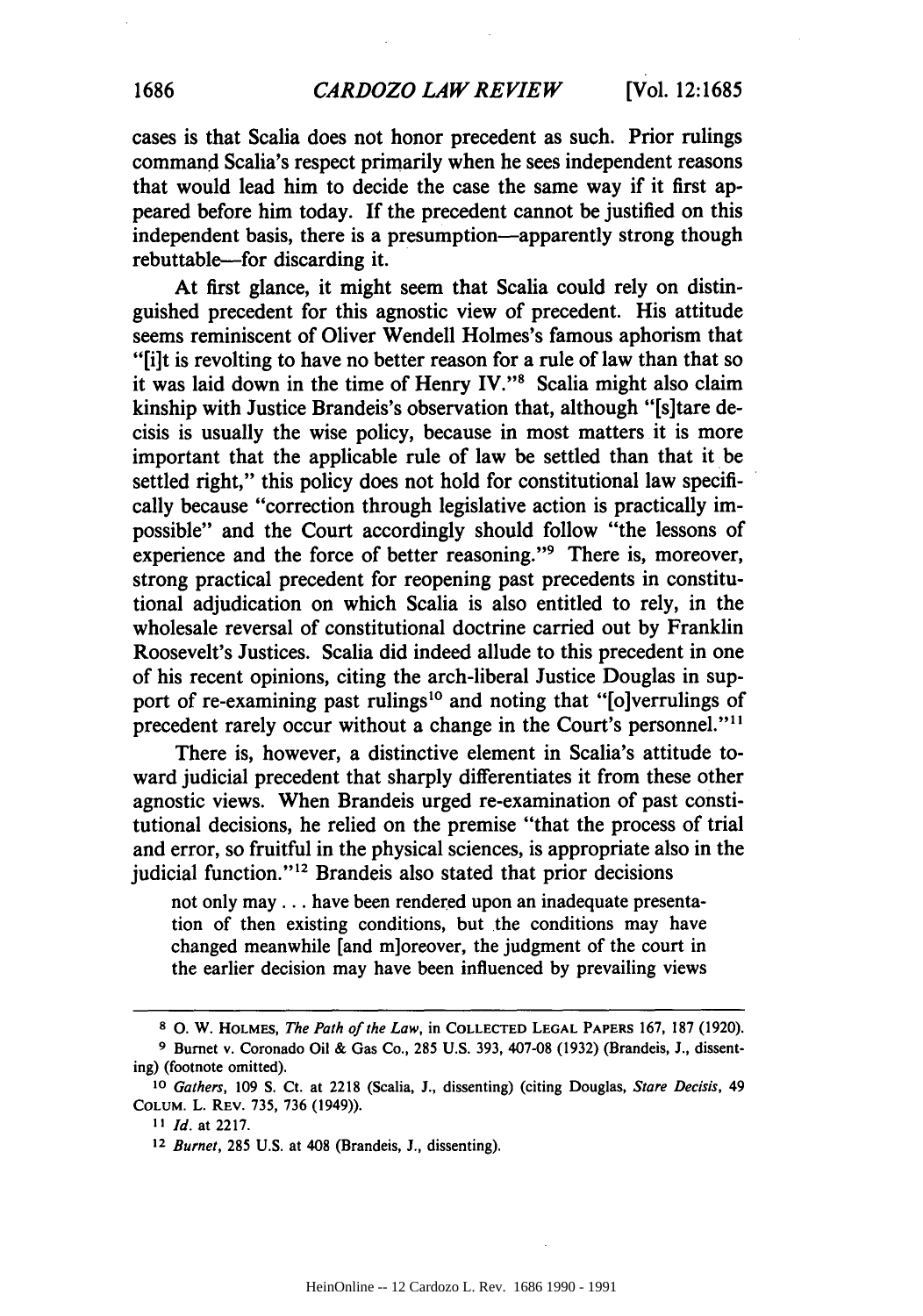cases is that Scalia does not honor precedent as such. Prior rulings command Scalia's respect primarily when he sees independent reasons that would lead him to decide the case the same way if it first appeared before him today. If the precedent cannot be justified on this independent basis, there is a presumption—apparently strong though rebuttable—for discarding it.

At first glance, it might seem that Scalia could rely on distinguished precedent for this agnostic view of precedent. His attitude seems reminiscent of Oliver Wendell Holmes's famous aphorism that "[i]t is revolting to have no better reason for a rule of law than that so it was laid down in the time of Henry IV."[8] Scalia might also claim kinship with Justice Brandeis's observation that, although "[s]tare decisis is usually the wise policy, because in most matters it is more important that the applicable rule of law be settled than that it be settled right," this policy does not hold for constitutional law specifically because "correction through legislative action is practically impossible" and the Court accordingly should follow "the lessons of experience and the force of better reasoning."[9] There is, moreover, strong practical precedent for reopening past precedents in constitutional adjudication on which Scalia is also entitled to rely, in the wholesale reversal of constitutional doctrine carried out by Franklin Roosevelt's Justices. Scalia did indeed allude to this precedent in one of his recent opinions, citing the arch-liberal Justice Douglas in support of re-examining past rulings[10] and noting that "[o]verrulings of precedent rarely occur without a change in the Court's personnel."[11]

There is, however, a distinctive element in Scalia's attitude toward judicial precedent that sharply differentiates it from these other agnostic views. When Brandeis urged re-examination of past constitutional decisions, he relied on the premise "that the process of trial and error, so fruitful in the physical sciences, is appropriate also in the judicial function."[12] Brandeis also stated that prior decisions

> not only may . . . have been rendered upon an inadequate presentation of then existing conditions, but the conditions may have changed meanwhile [and m]oreover, the judgment of the court in the earlier decision may have been influenced by prevailing views

---

[8] O. W. HOLMES, *The Path of the Law*, in COLLECTED LEGAL PAPERS 167, 187 (1920).

[9] Burnet v. Coronado Oil & Gas Co., 285 U.S. 393, 407-08 (1932) (Brandeis, J., dissenting) (footnote omitted).

[10] *Gathers*, 109 S. Ct. at 2218 (Scalia, J., dissenting) (citing Douglas, *Stare Decisis*, 49 COLUM. L. REV. 735, 736 (1949)).

[11] *Id.* at 2217.

[12] *Burnet*, 285 U.S. at 408 (Brandeis, J., dissenting).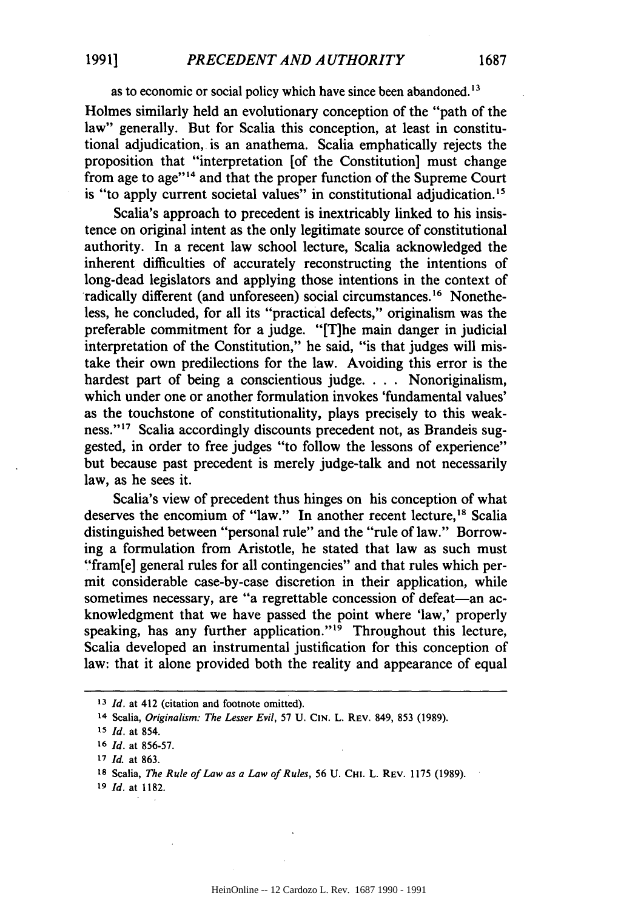as to economic or social policy which have since been abandoned.[13]

Holmes similarly held an evolutionary conception of the "path of the law" generally. But for Scalia this conception, at least in constitutional adjudication, is an anathema. Scalia emphatically rejects the proposition that "interpretation [of the Constitution] must change from age to age"[14] and that the proper function of the Supreme Court is "to apply current societal values" in constitutional adjudication.[15]

Scalia's approach to precedent is inextricably linked to his insistence on original intent as the only legitimate source of constitutional authority. In a recent law school lecture, Scalia acknowledged the inherent difficulties of accurately reconstructing the intentions of long-dead legislators and applying those intentions in the context of radically different (and unforeseen) social circumstances.[16] Nonetheless, he concluded, for all its "practical defects," originalism was the preferable commitment for a judge. "[T]he main danger in judicial interpretation of the Constitution," he said, "is that judges will mistake their own predilections for the law. Avoiding this error is the hardest part of being a conscientious judge. . . . Nonoriginalism, which under one or another formulation invokes 'fundamental values' as the touchstone of constitutionality, plays precisely to this weakness."[17] Scalia accordingly discounts precedent not, as Brandeis suggested, in order to free judges "to follow the lessons of experience" but because past precedent is merely judge-talk and not necessarily law, as he sees it.

Scalia's view of precedent thus hinges on his conception of what deserves the encomium of "law." In another recent lecture,[18] Scalia distinguished between "personal rule" and the "rule of law." Borrowing a formulation from Aristotle, he stated that law as such must "fram[e] general rules for all contingencies" and that rules which permit considerable case-by-case discretion in their application, while sometimes necessary, are "a regrettable concession of defeat—an acknowledgment that we have passed the point where 'law,' properly speaking, has any further application."[19] Throughout this lecture, Scalia developed an instrumental justification for this conception of law: that it alone provided both the reality and appearance of equal

---

[13] *Id.* at 412 (citation and footnote omitted).

[14] Scalia, *Originalism: The Lesser Evil*, 57 U. CIN. L. REV. 849, 853 (1989).

[15] *Id.* at 854.

[16] *Id.* at 856-57.

[17] *Id.* at 863.

[18] Scalia, *The Rule of Law as a Law of Rules*, 56 U. CHI. L. REV. 1175 (1989).

[19] *Id.* at 1182.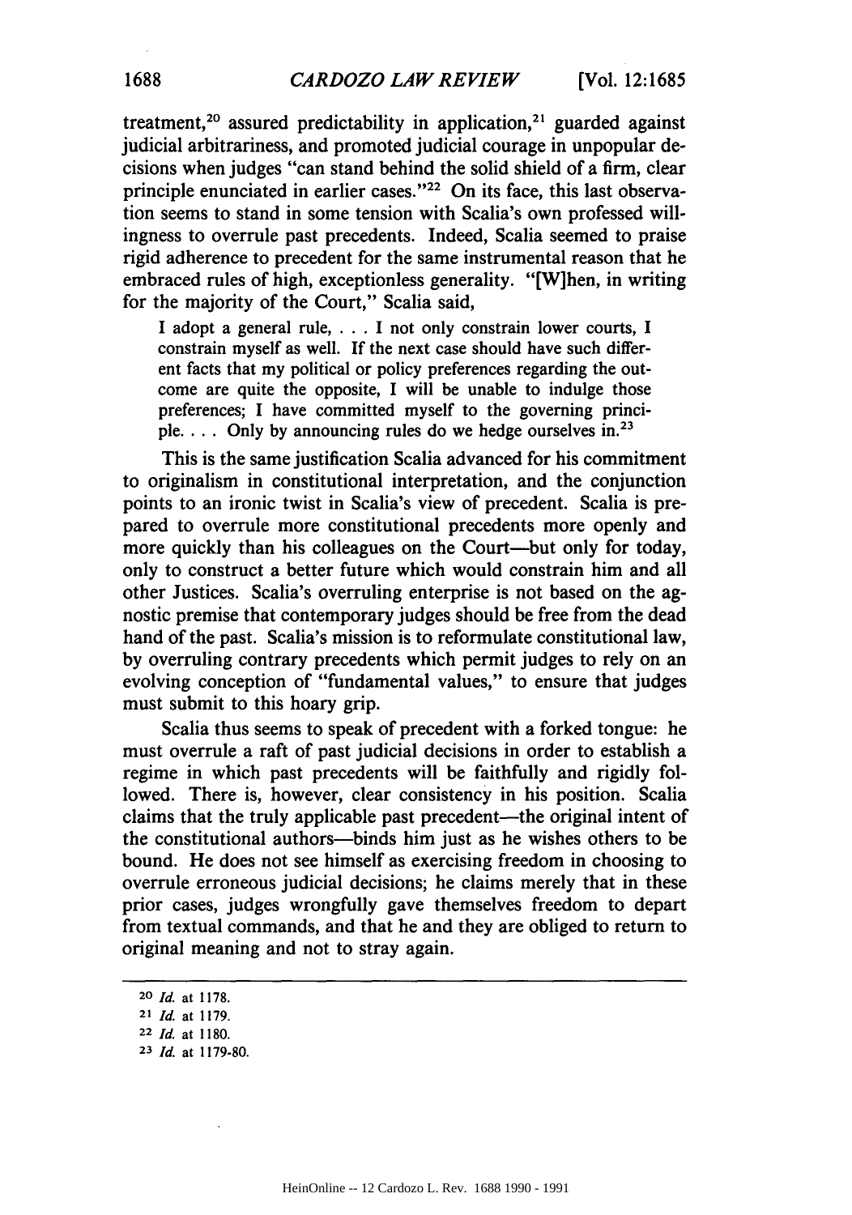treatment,[20] assured predictability in application,[21] guarded against judicial arbitrariness, and promoted judicial courage in unpopular decisions when judges "can stand behind the solid shield of a firm, clear principle enunciated in earlier cases."[22] On its face, this last observation seems to stand in some tension with Scalia's own professed willingness to overrule past precedents. Indeed, Scalia seemed to praise rigid adherence to precedent for the same instrumental reason that he embraced rules of high, exceptionless generality. "[W]hen, in writing for the majority of the Court," Scalia said,

> I adopt a general rule, . . . I not only constrain lower courts, I constrain myself as well. If the next case should have such different facts that my political or policy preferences regarding the outcome are quite the opposite, I will be unable to indulge those preferences; I have committed myself to the governing principle. . . . Only by announcing rules do we hedge ourselves in.[23]

This is the same justification Scalia advanced for his commitment to originalism in constitutional interpretation, and the conjunction points to an ironic twist in Scalia's view of precedent. Scalia is prepared to overrule more constitutional precedents more openly and more quickly than his colleagues on the Court—but only for today, only to construct a better future which would constrain him and all other Justices. Scalia's overruling enterprise is not based on the agnostic premise that contemporary judges should be free from the dead hand of the past. Scalia's mission is to reformulate constitutional law, by overruling contrary precedents which permit judges to rely on an evolving conception of "fundamental values," to ensure that judges must submit to this hoary grip.

Scalia thus seems to speak of precedent with a forked tongue: he must overrule a raft of past judicial decisions in order to establish a regime in which past precedents will be faithfully and rigidly followed. There is, however, clear consistency in his position. Scalia claims that the truly applicable past precedent—the original intent of the constitutional authors—binds him just as he wishes others to be bound. He does not see himself as exercising freedom in choosing to overrule erroneous judicial decisions; he claims merely that in these prior cases, judges wrongfully gave themselves freedom to depart from textual commands, and that he and they are obliged to return to original meaning and not to stray again.

---

[20] *Id.* at 1178.

[21] *Id.* at 1179.

[22] *Id.* at 1180.

[23] *Id.* at 1179-80.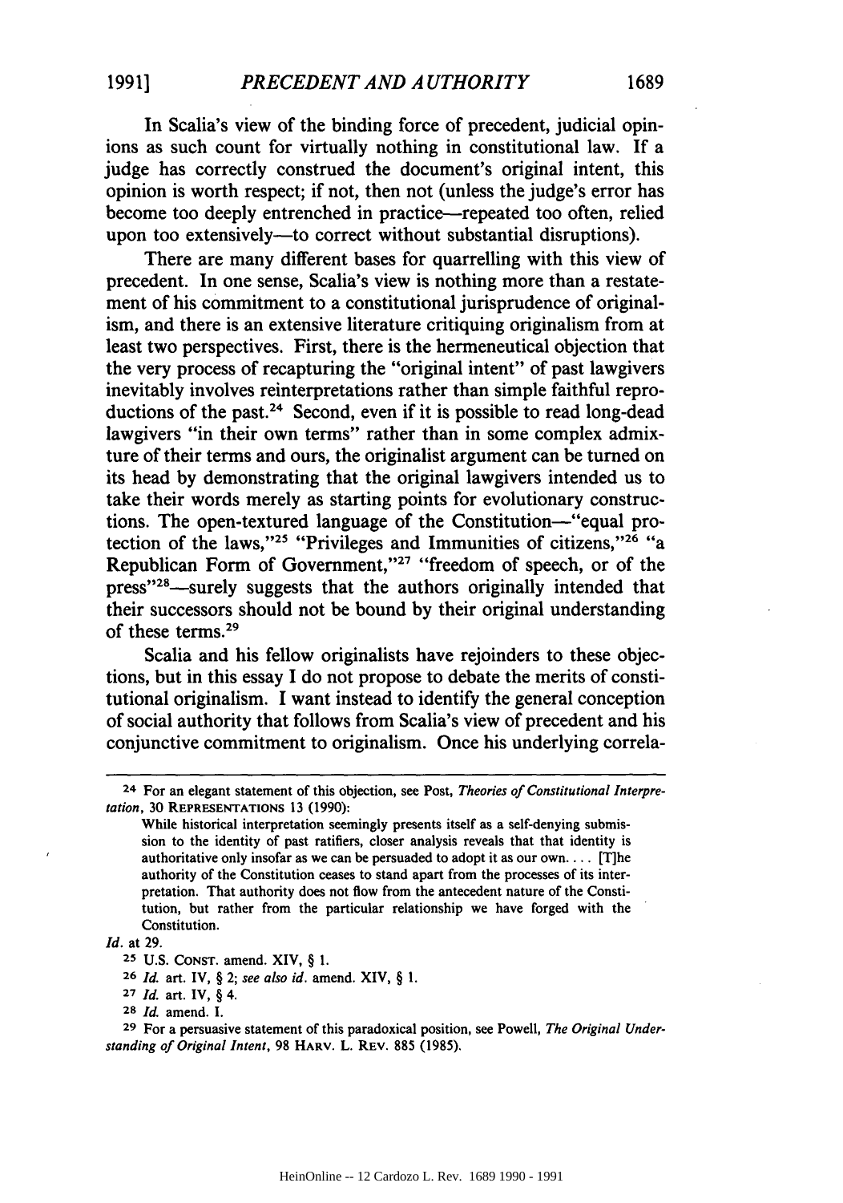In Scalia's view of the binding force of precedent, judicial opinions as such count for virtually nothing in constitutional law. If a judge has correctly construed the document's original intent, this opinion is worth respect; if not, then not (unless the judge's error has become too deeply entrenched in practice—repeated too often, relied upon too extensively—to correct without substantial disruptions).

There are many different bases for quarrelling with this view of precedent. In one sense, Scalia's view is nothing more than a restatement of his commitment to a constitutional jurisprudence of originalism, and there is an extensive literature critiquing originalism from at least two perspectives. First, there is the hermeneutical objection that the very process of recapturing the "original intent" of past lawgivers inevitably involves reinterpretations rather than simple faithful reproductions of the past.[24] Second, even if it is possible to read long-dead lawgivers "in their own terms" rather than in some complex admixture of their terms and ours, the originalist argument can be turned on its head by demonstrating that the original lawgivers intended us to take their words merely as starting points for evolutionary constructions. The open-textured language of the Constitution—"equal protection of the laws,"[25] "Privileges and Immunities of citizens,"[26] "a Republican Form of Government,"[27] "freedom of speech, or of the press"[28]—surely suggests that the authors originally intended that their successors should not be bound by their original understanding of these terms.[29]

Scalia and his fellow originalists have rejoinders to these objections, but in this essay I do not propose to debate the merits of constitutional originalism. I want instead to identify the general conception of social authority that follows from Scalia's view of precedent and his conjunctive commitment to originalism. Once his underlying correla-

---

[24] For an elegant statement of this objection, see Post, *Theories of Constitutional Interpretation*, 30 REPRESENTATIONS 13 (1990):

> While historical interpretation seemingly presents itself as a self-denying submission to the identity of past ratifiers, closer analysis reveals that that identity is authoritative only insofar as we can be persuaded to adopt it as our own. . . . [T]he authority of the Constitution ceases to stand apart from the processes of its interpretation. That authority does not flow from the antecedent nature of the Constitution, but rather from the particular relationship we have forged with the Constitution.

*Id.* at 29.

[25] U.S. CONST. amend. XIV, § 1.

[26] *Id.* art. IV, § 2; *see also id.* amend. XIV, § 1.

[27] *Id.* art. IV, § 4.

[28] *Id.* amend. I.

[29] For a persuasive statement of this paradoxical position, see Powell, *The Original Understanding of Original Intent*, 98 HARV. L. REV. 885 (1985).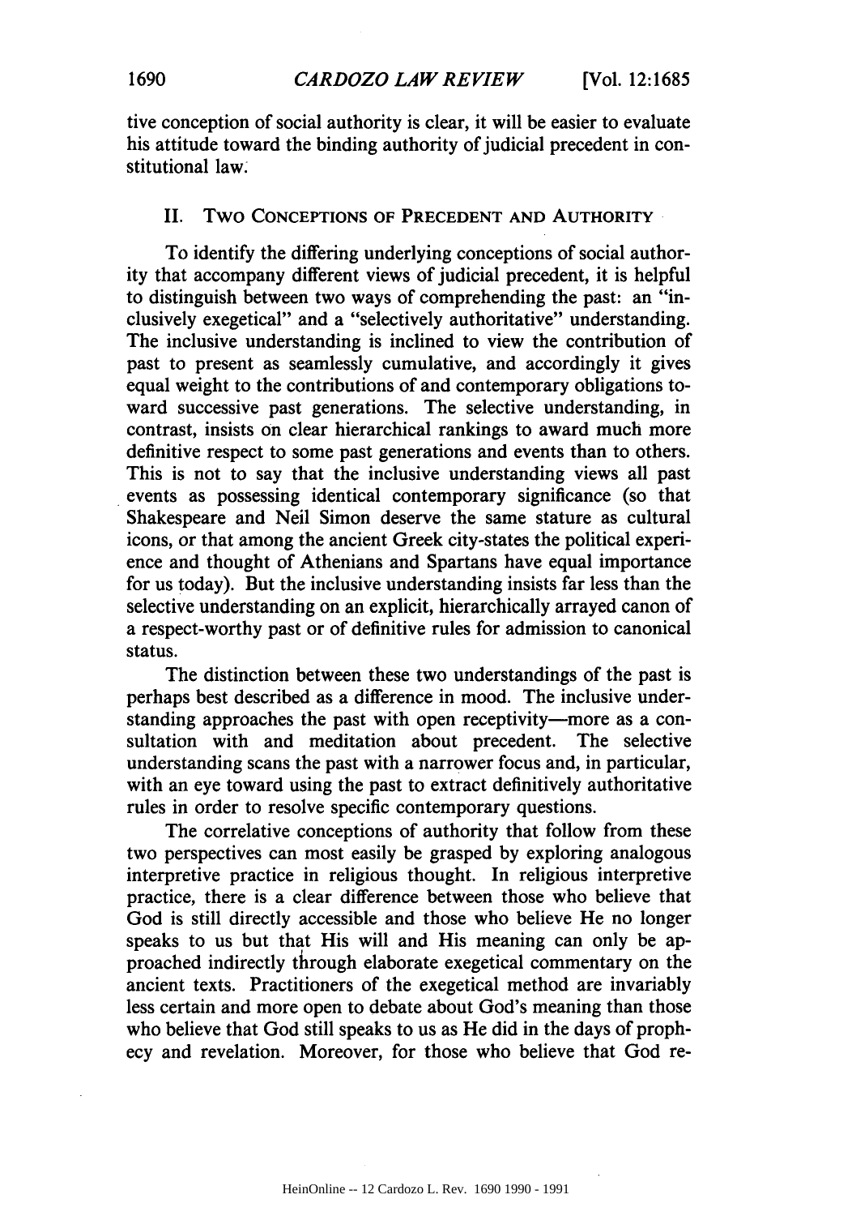tive conception of social authority is clear, it will be easier to evaluate his attitude toward the binding authority of judicial precedent in constitutional law.

## II. TWO CONCEPTIONS OF PRECEDENT AND AUTHORITY

To identify the differing underlying conceptions of social authority that accompany different views of judicial precedent, it is helpful to distinguish between two ways of comprehending the past: an "inclusively exegetical" and a "selectively authoritative" understanding. The inclusive understanding is inclined to view the contribution of past to present as seamlessly cumulative, and accordingly it gives equal weight to the contributions of and contemporary obligations toward successive past generations. The selective understanding, in contrast, insists on clear hierarchical rankings to award much more definitive respect to some past generations and events than to others. This is not to say that the inclusive understanding views all past events as possessing identical contemporary significance (so that Shakespeare and Neil Simon deserve the same stature as cultural icons, or that among the ancient Greek city-states the political experience and thought of Athenians and Spartans have equal importance for us today). But the inclusive understanding insists far less than the selective understanding on an explicit, hierarchically arrayed canon of a respect-worthy past or of definitive rules for admission to canonical status.

The distinction between these two understandings of the past is perhaps best described as a difference in mood. The inclusive understanding approaches the past with open receptivity—more as a consultation with and meditation about precedent. The selective understanding scans the past with a narrower focus and, in particular, with an eye toward using the past to extract definitively authoritative rules in order to resolve specific contemporary questions.

The correlative conceptions of authority that follow from these two perspectives can most easily be grasped by exploring analogous interpretive practice in religious thought. In religious interpretive practice, there is a clear difference between those who believe that God is still directly accessible and those who believe He no longer speaks to us but that His will and His meaning can only be approached indirectly through elaborate exegetical commentary on the ancient texts. Practitioners of the exegetical method are invariably less certain and more open to debate about God's meaning than those who believe that God still speaks to us as He did in the days of prophecy and revelation. Moreover, for those who believe that God re-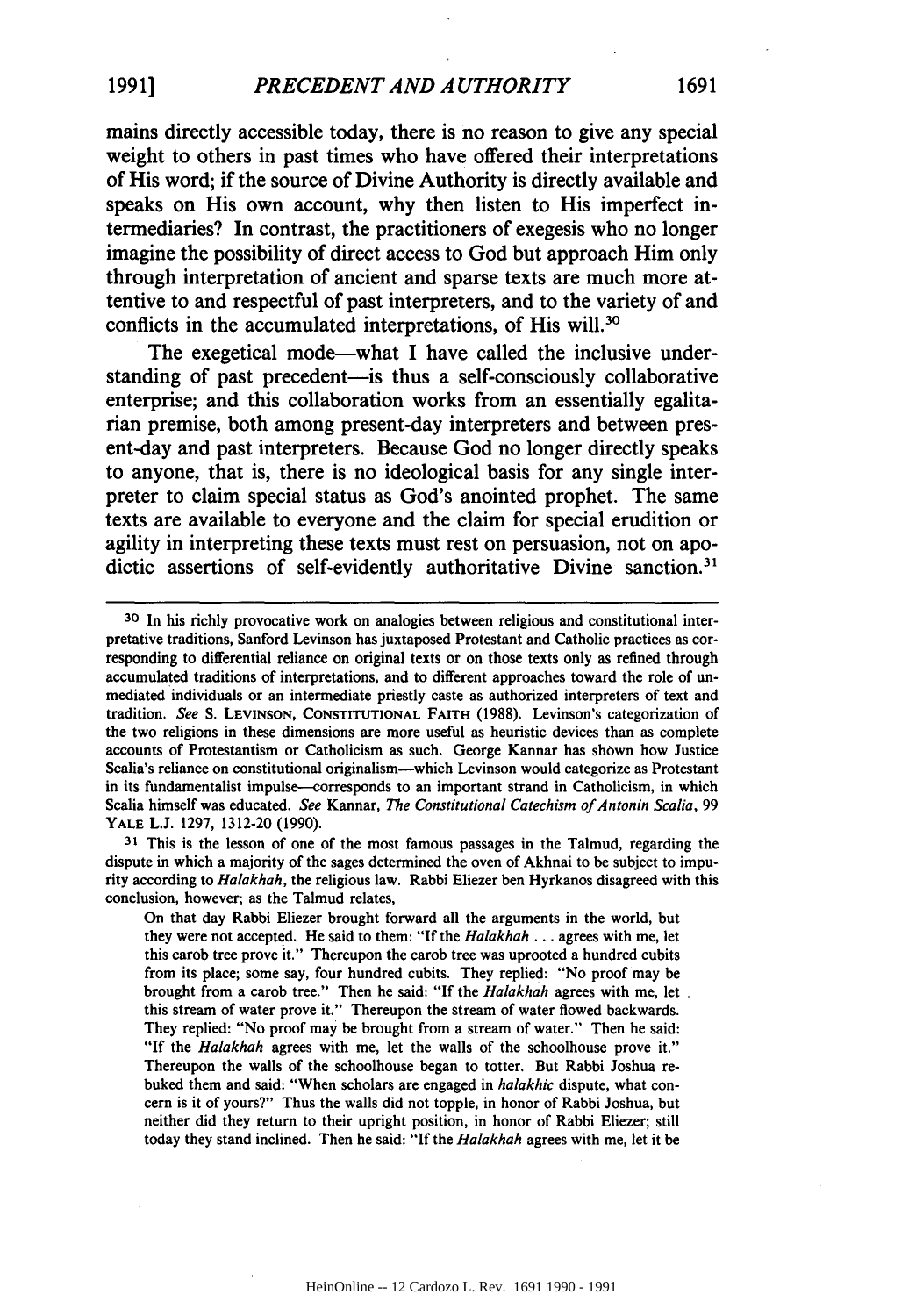mains directly accessible today, there is no reason to give any special weight to others in past times who have offered their interpretations of His word; if the source of Divine Authority is directly available and speaks on His own account, why then listen to His imperfect intermediaries? In contrast, the practitioners of exegesis who no longer imagine the possibility of direct access to God but approach Him only through interpretation of ancient and sparse texts are much more attentive to and respectful of past interpreters, and to the variety of and conflicts in the accumulated interpretations, of His will.[30]

The exegetical mode—what I have called the inclusive understanding of past precedent—is thus a self-consciously collaborative enterprise; and this collaboration works from an essentially egalitarian premise, both among present-day interpreters and between present-day and past interpreters. Because God no longer directly speaks to anyone, that is, there is no ideological basis for any single interpreter to claim special status as God's anointed prophet. The same texts are available to everyone and the claim for special erudition or agility in interpreting these texts must rest on persuasion, not on apodictic assertions of self-evidently authoritative Divine sanction.[31]

---

[30] In his richly provocative work on analogies between religious and constitutional interpretative traditions, Sanford Levinson has juxtaposed Protestant and Catholic practices as corresponding to differential reliance on original texts or on those texts only as refined through accumulated traditions of interpretations, and to different approaches toward the role of unmediated individuals or an intermediate priestly caste as authorized interpreters of text and tradition. *See* S. LEVINSON, CONSTITUTIONAL FAITH (1988). Levinson's categorization of the two religions in these dimensions are more useful as heuristic devices than as complete accounts of Protestantism or Catholicism as such. George Kannar has shown how Justice Scalia's reliance on constitutional originalism—which Levinson would categorize as Protestant in its fundamentalist impulse—corresponds to an important strand in Catholicism, in which Scalia himself was educated. *See* Kannar, *The Constitutional Catechism of Antonin Scalia*, 99 YALE L.J. 1297, 1312-20 (1990).

[31] This is the lesson of one of the most famous passages in the Talmud, regarding the dispute in which a majority of the sages determined the oven of Akhnai to be subject to impurity according to *Halakhah*, the religious law. Rabbi Eliezer ben Hyrkanos disagreed with this conclusion, however; as the Talmud relates,

> On that day Rabbi Eliezer brought forward all the arguments in the world, but they were not accepted. He said to them: "If the *Halakhah* . . . agrees with me, let this carob tree prove it." Thereupon the carob tree was uprooted a hundred cubits from its place; some say, four hundred cubits. They replied: "No proof may be brought from a carob tree." Then he said: "If the *Halakhah* agrees with me, let this stream of water prove it." Thereupon the stream of water flowed backwards. They replied: "No proof may be brought from a stream of water." Then he said: "If the *Halakhah* agrees with me, let the walls of the schoolhouse prove it." Thereupon the walls of the schoolhouse began to totter. But Rabbi Joshua rebuked them and said: "When scholars are engaged in *halakhic* dispute, what concern is it of yours?" Thus the walls did not topple, in honor of Rabbi Joshua, but neither did they return to their upright position, in honor of Rabbi Eliezer; still today they stand inclined. Then he said: "If the *Halakhah* agrees with me, let it be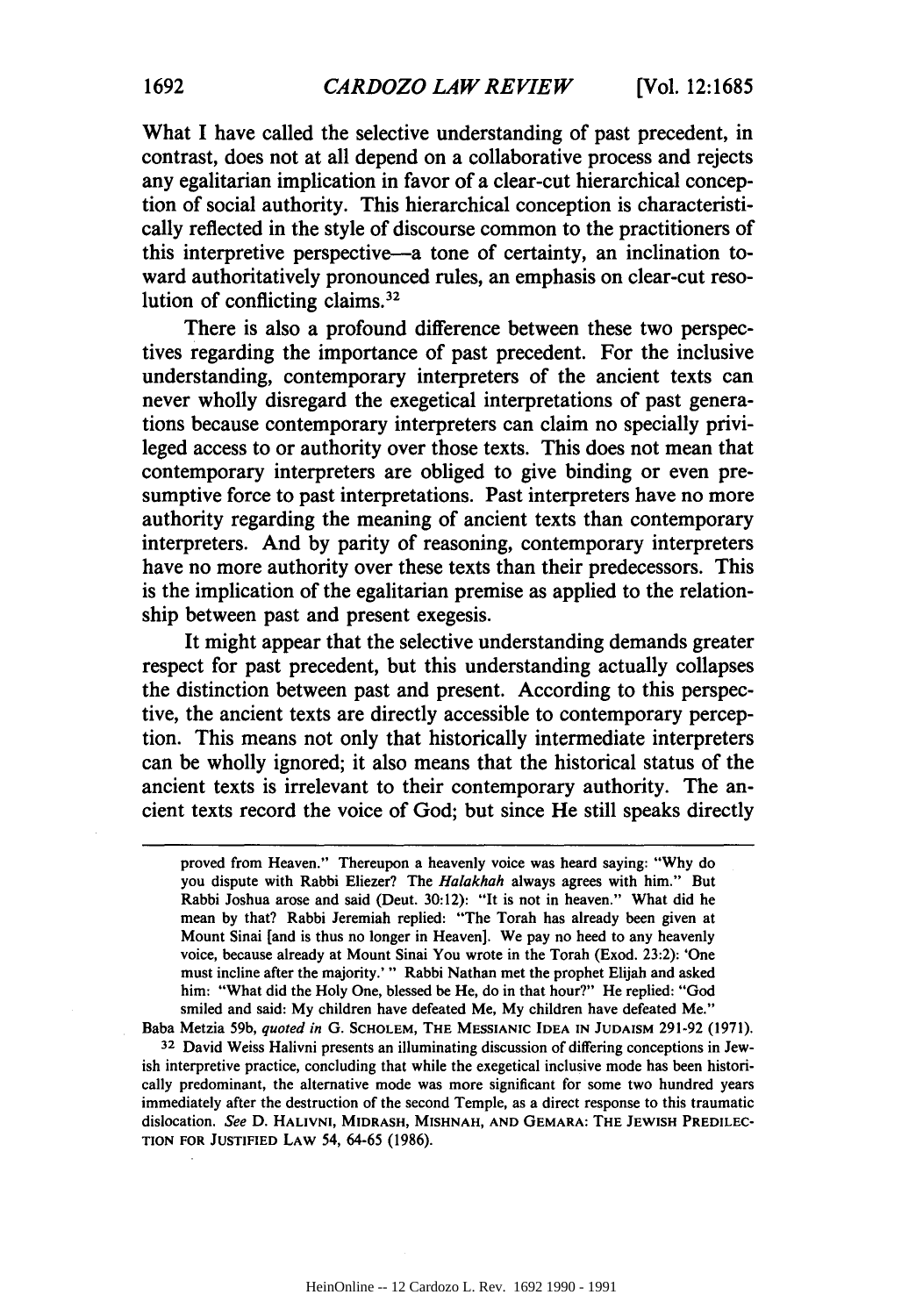What I have called the selective understanding of past precedent, in contrast, does not at all depend on a collaborative process and rejects any egalitarian implication in favor of a clear-cut hierarchical conception of social authority. This hierarchical conception is characteristically reflected in the style of discourse common to the practitioners of this interpretive perspective—a tone of certainty, an inclination toward authoritatively pronounced rules, an emphasis on clear-cut resolution of conflicting claims.[32]

There is also a profound difference between these two perspectives regarding the importance of past precedent. For the inclusive understanding, contemporary interpreters of the ancient texts can never wholly disregard the exegetical interpretations of past generations because contemporary interpreters can claim no specially privileged access to or authority over those texts. This does not mean that contemporary interpreters are obliged to give binding or even presumptive force to past interpretations. Past interpreters have no more authority regarding the meaning of ancient texts than contemporary interpreters. And by parity of reasoning, contemporary interpreters have no more authority over these texts than their predecessors. This is the implication of the egalitarian premise as applied to the relationship between past and present exegesis.

It might appear that the selective understanding demands greater respect for past precedent, but this understanding actually collapses the distinction between past and present. According to this perspective, the ancient texts are directly accessible to contemporary perception. This means not only that historically intermediate interpreters can be wholly ignored; it also means that the historical status of the ancient texts is irrelevant to their contemporary authority. The ancient texts record the voice of God; but since He still speaks directly

---

proved from Heaven." Thereupon a heavenly voice was heard saying: "Why do you dispute with Rabbi Eliezer? The *Halakhah* always agrees with him." But Rabbi Joshua arose and said (Deut. 30:12): "It is not in heaven." What did he mean by that? Rabbi Jeremiah replied: "The Torah has already been given at Mount Sinai [and is thus no longer in Heaven]. We pay no heed to any heavenly voice, because already at Mount Sinai You wrote in the Torah (Exod. 23:2): 'One must incline after the majority.'" Rabbi Nathan met the prophet Elijah and asked him: "What did the Holy One, blessed be He, do in that hour?" He replied: "God smiled and said: My children have defeated Me, My children have defeated Me."

Baba Metzia 59b, *quoted in* G. SCHOLEM, THE MESSIANIC IDEA IN JUDAISM 291-92 (1971).

[32] David Weiss Halivni presents an illuminating discussion of differing conceptions in Jewish interpretive practice, concluding that while the exegetical inclusive mode has been historically predominant, the alternative mode was more significant for some two hundred years immediately after the destruction of the second Temple, as a direct response to this traumatic dislocation. *See* D. HALIVNI, MIDRASH, MISHNAH, AND GEMARA: THE JEWISH PREDILECTION FOR JUSTIFIED LAW 54, 64-65 (1986).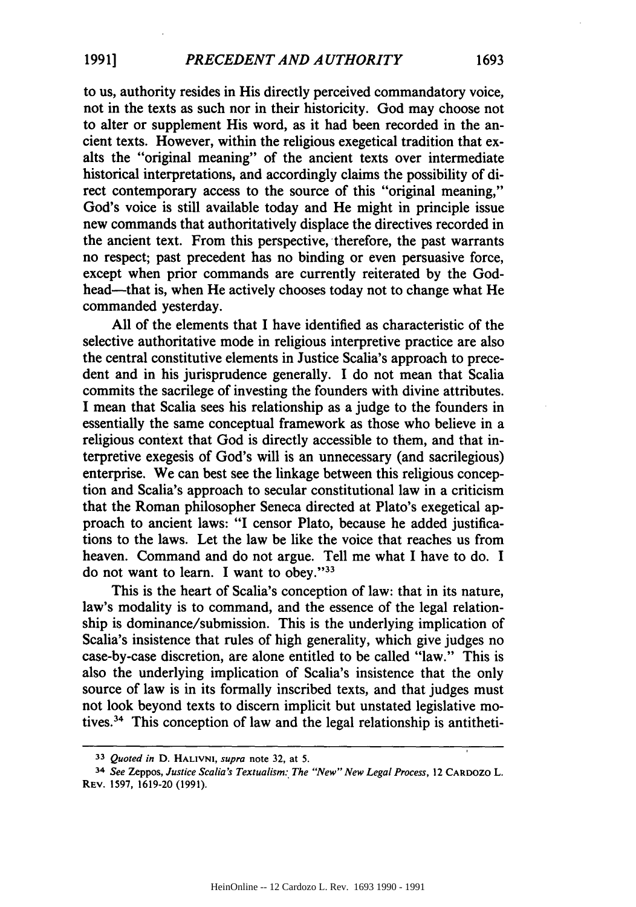to us, authority resides in His directly perceived commandatory voice, not in the texts as such nor in their historicity. God may choose not to alter or supplement His word, as it had been recorded in the ancient texts. However, within the religious exegetical tradition that exalts the "original meaning" of the ancient texts over intermediate historical interpretations, and accordingly claims the possibility of direct contemporary access to the source of this "original meaning," God's voice is still available today and He might in principle issue new commands that authoritatively displace the directives recorded in the ancient text. From this perspective, therefore, the past warrants no respect; past precedent has no binding or even persuasive force, except when prior commands are currently reiterated by the Godhead—that is, when He actively chooses today not to change what He commanded yesterday.

All of the elements that I have identified as characteristic of the selective authoritative mode in religious interpretive practice are also the central constitutive elements in Justice Scalia's approach to precedent and in his jurisprudence generally. I do not mean that Scalia commits the sacrilege of investing the founders with divine attributes. I mean that Scalia sees his relationship as a judge to the founders in essentially the same conceptual framework as those who believe in a religious context that God is directly accessible to them, and that interpretive exegesis of God's will is an unnecessary (and sacrilegious) enterprise. We can best see the linkage between this religious conception and Scalia's approach to secular constitutional law in a criticism that the Roman philosopher Seneca directed at Plato's exegetical approach to ancient laws: "I censor Plato, because he added justifications to the laws. Let the law be like the voice that reaches us from heaven. Command and do not argue. Tell me what I have to do. I do not want to learn. I want to obey."[33]

This is the heart of Scalia's conception of law: that in its nature, law's modality is to command, and the essence of the legal relationship is dominance/submission. This is the underlying implication of Scalia's insistence that rules of high generality, which give judges no case-by-case discretion, are alone entitled to be called "law." This is also the underlying implication of Scalia's insistence that the only source of law is in its formally inscribed texts, and that judges must not look beyond texts to discern implicit but unstated legislative motives.[34] This conception of law and the legal relationship is antitheti-

---

[33] *Quoted in* D. HALIVNI, *supra* note 32, at 5.

[34] *See* Zeppos, *Justice Scalia's Textualism: The "New" New Legal Process*, 12 CARDOZO L. REV. 1597, 1619-20 (1991).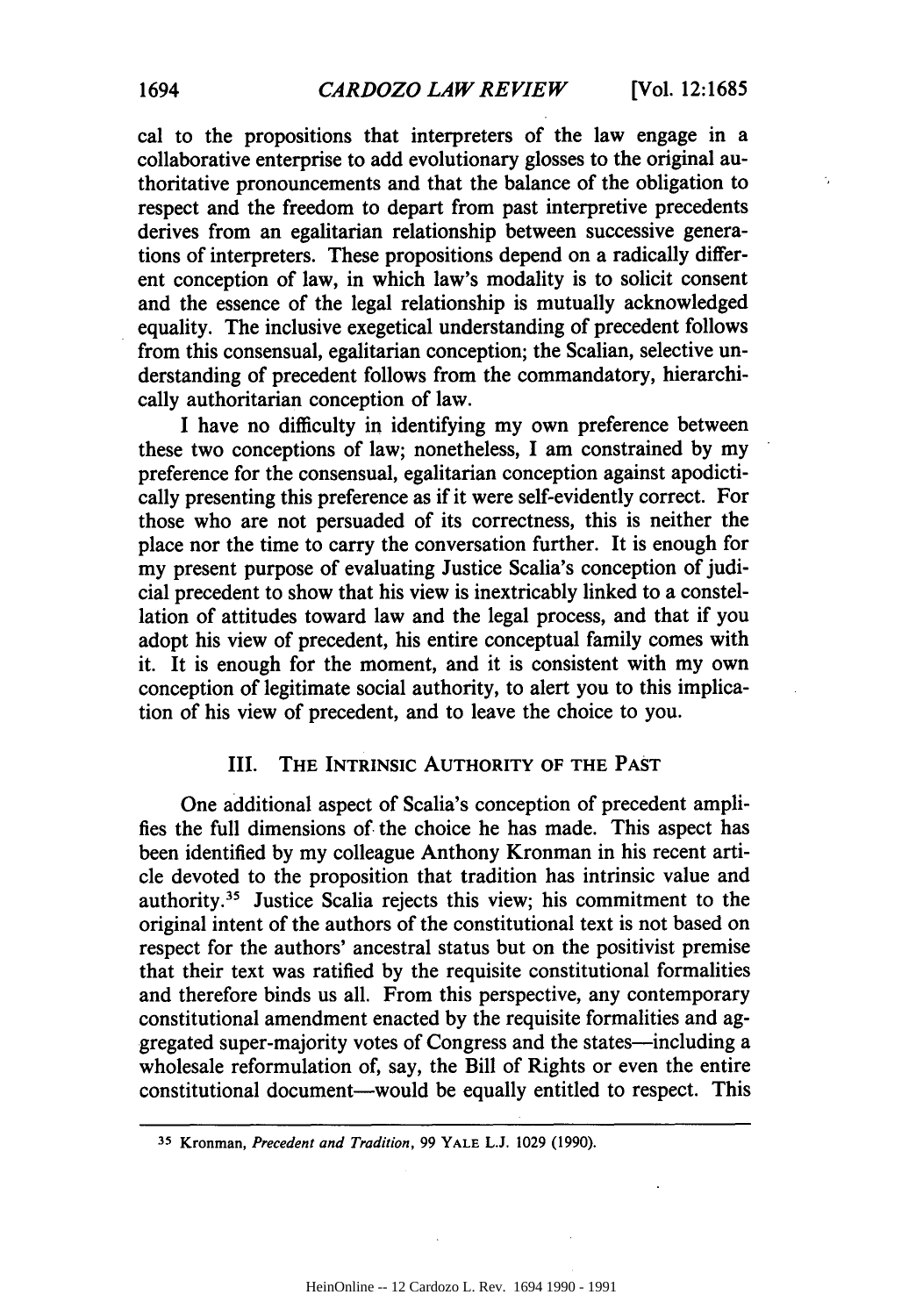cal to the propositions that interpreters of the law engage in a collaborative enterprise to add evolutionary glosses to the original authoritative pronouncements and that the balance of the obligation to respect and the freedom to depart from past interpretive precedents derives from an egalitarian relationship between successive generations of interpreters. These propositions depend on a radically different conception of law, in which law's modality is to solicit consent and the essence of the legal relationship is mutually acknowledged equality. The inclusive exegetical understanding of precedent follows from this consensual, egalitarian conception; the Scalian, selective understanding of precedent follows from the commandatory, hierarchically authoritarian conception of law.

I have no difficulty in identifying my own preference between these two conceptions of law; nonetheless, I am constrained by my preference for the consensual, egalitarian conception against apodictically presenting this preference as if it were self-evidently correct. For those who are not persuaded of its correctness, this is neither the place nor the time to carry the conversation further. It is enough for my present purpose of evaluating Justice Scalia's conception of judicial precedent to show that his view is inextricably linked to a constellation of attitudes toward law and the legal process, and that if you adopt his view of precedent, his entire conceptual family comes with it. It is enough for the moment, and it is consistent with my own conception of legitimate social authority, to alert you to this implication of his view of precedent, and to leave the choice to you.

## III. The Intrinsic Authority of the Past

One additional aspect of Scalia's conception of precedent amplifies the full dimensions of the choice he has made. This aspect has been identified by my colleague Anthony Kronman in his recent article devoted to the proposition that tradition has intrinsic value and authority.[35] Justice Scalia rejects this view; his commitment to the original intent of the authors of the constitutional text is not based on respect for the authors' ancestral status but on the positivist premise that their text was ratified by the requisite constitutional formalities and therefore binds us all. From this perspective, any contemporary constitutional amendment enacted by the requisite formalities and aggregated super-majority votes of Congress and the states—including a wholesale reformulation of, say, the Bill of Rights or even the entire constitutional document—would be equally entitled to respect. This

---

[35] Kronman, *Precedent and Tradition*, 99 YALE L.J. 1029 (1990).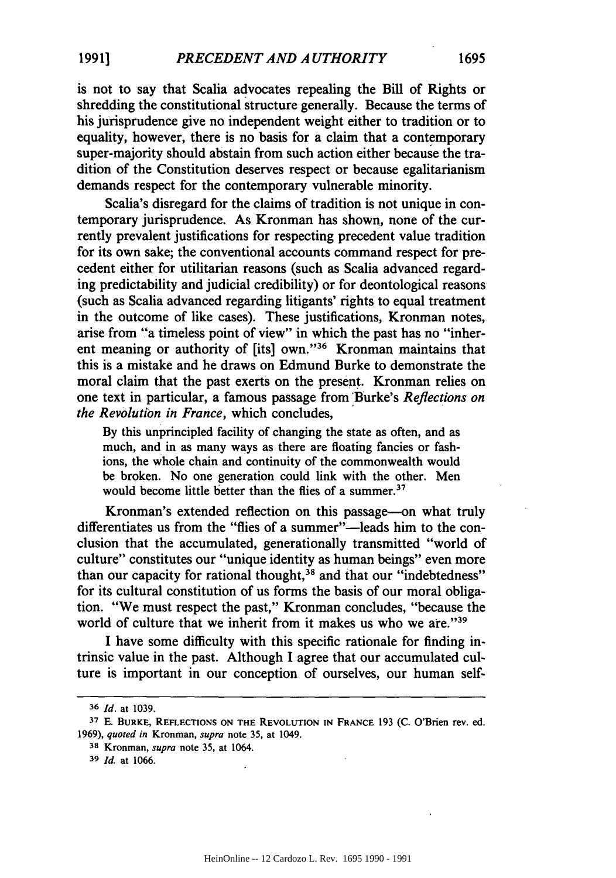is not to say that Scalia advocates repealing the Bill of Rights or shredding the constitutional structure generally. Because the terms of his jurisprudence give no independent weight either to tradition or to equality, however, there is no basis for a claim that a contemporary super-majority should abstain from such action either because the tradition of the Constitution deserves respect or because egalitarianism demands respect for the contemporary vulnerable minority.

Scalia's disregard for the claims of tradition is not unique in contemporary jurisprudence. As Kronman has shown, none of the currently prevalent justifications for respecting precedent value tradition for its own sake; the conventional accounts command respect for precedent either for utilitarian reasons (such as Scalia advanced regarding predictability and judicial credibility) or for deontological reasons (such as Scalia advanced regarding litigants' rights to equal treatment in the outcome of like cases). These justifications, Kronman notes, arise from "a timeless point of view" in which the past has no "inherent meaning or authority of [its] own."[36] Kronman maintains that this is a mistake and he draws on Edmund Burke to demonstrate the moral claim that the past exerts on the present. Kronman relies on one text in particular, a famous passage from Burke's *Reflections on the Revolution in France*, which concludes,

> By this unprincipled facility of changing the state as often, and as much, and in as many ways as there are floating fancies or fashions, the whole chain and continuity of the commonwealth would be broken. No one generation could link with the other. Men would become little better than the flies of a summer.[37]

Kronman's extended reflection on this passage—on what truly differentiates us from the "flies of a summer"—leads him to the conclusion that the accumulated, generationally transmitted "world of culture" constitutes our "unique identity as human beings" even more than our capacity for rational thought,[38] and that our "indebtedness" for its cultural constitution of us forms the basis of our moral obligation. "We must respect the past," Kronman concludes, "because the world of culture that we inherit from it makes us who we are."[39]

I have some difficulty with this specific rationale for finding intrinsic value in the past. Although I agree that our accumulated culture is important in our conception of ourselves, our human self-

---

[36] *Id.* at 1039.

[37] E. BURKE, REFLECTIONS ON THE REVOLUTION IN FRANCE 193 (C. O'Brien rev. ed. 1969), *quoted in* Kronman, *supra* note 35, at 1049.

[38] Kronman, *supra* note 35, at 1064.

[39] *Id.* at 1066.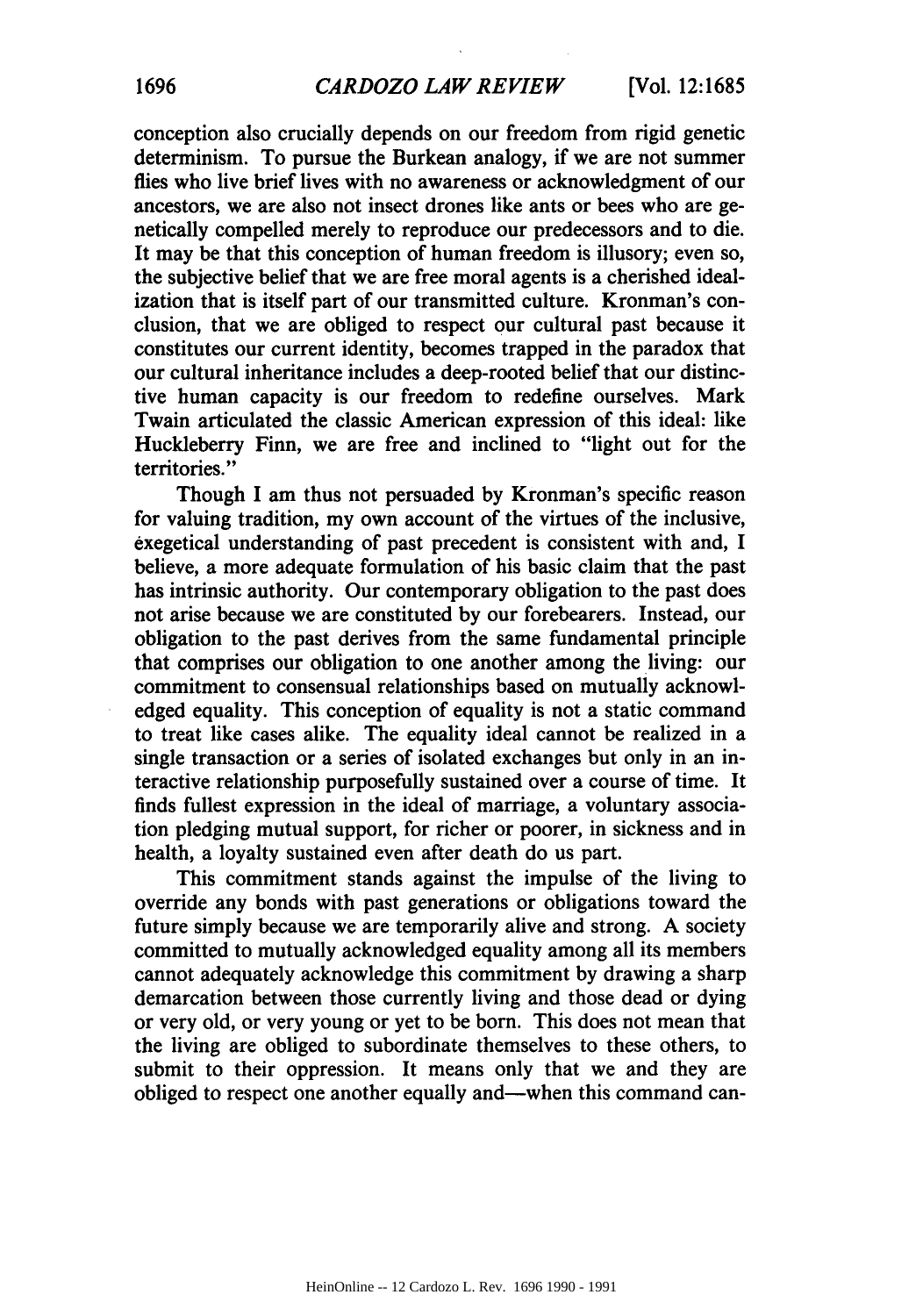conception also crucially depends on our freedom from rigid genetic determinism. To pursue the Burkean analogy, if we are not summer flies who live brief lives with no awareness or acknowledgment of our ancestors, we are also not insect drones like ants or bees who are genetically compelled merely to reproduce our predecessors and to die. It may be that this conception of human freedom is illusory; even so, the subjective belief that we are free moral agents is a cherished idealization that is itself part of our transmitted culture. Kronman's conclusion, that we are obliged to respect our cultural past because it constitutes our current identity, becomes trapped in the paradox that our cultural inheritance includes a deep-rooted belief that our distinctive human capacity is our freedom to redefine ourselves. Mark Twain articulated the classic American expression of this ideal: like Huckleberry Finn, we are free and inclined to "light out for the territories."

Though I am thus not persuaded by Kronman's specific reason for valuing tradition, my own account of the virtues of the inclusive, exegetical understanding of past precedent is consistent with and, I believe, a more adequate formulation of his basic claim that the past has intrinsic authority. Our contemporary obligation to the past does not arise because we are constituted by our forebearers. Instead, our obligation to the past derives from the same fundamental principle that comprises our obligation to one another among the living: our commitment to consensual relationships based on mutually acknowledged equality. This conception of equality is not a static command to treat like cases alike. The equality ideal cannot be realized in a single transaction or a series of isolated exchanges but only in an interactive relationship purposefully sustained over a course of time. It finds fullest expression in the ideal of marriage, a voluntary association pledging mutual support, for richer or poorer, in sickness and in health, a loyalty sustained even after death do us part.

This commitment stands against the impulse of the living to override any bonds with past generations or obligations toward the future simply because we are temporarily alive and strong. A society committed to mutually acknowledged equality among all its members cannot adequately acknowledge this commitment by drawing a sharp demarcation between those currently living and those dead or dying or very old, or very young or yet to be born. This does not mean that the living are obliged to subordinate themselves to these others, to submit to their oppression. It means only that we and they are obliged to respect one another equally and—when this command can-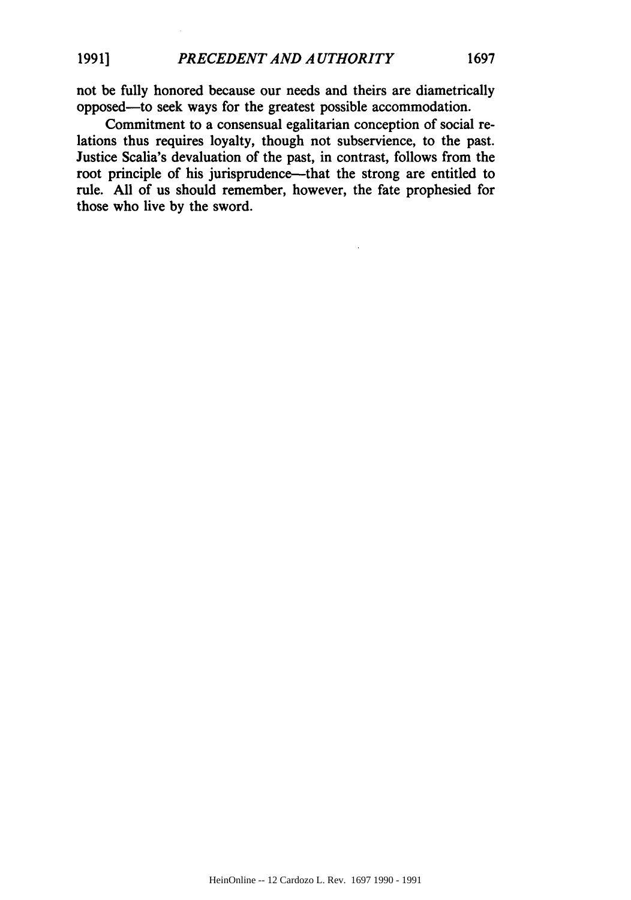not be fully honored because our needs and theirs are diametrically opposed—to seek ways for the greatest possible accommodation.

Commitment to a consensual egalitarian conception of social relations thus requires loyalty, though not subservience, to the past. Justice Scalia's devaluation of the past, in contrast, follows from the root principle of his jurisprudence—that the strong are entitled to rule. All of us should remember, however, the fate prophesied for those who live by the sword.